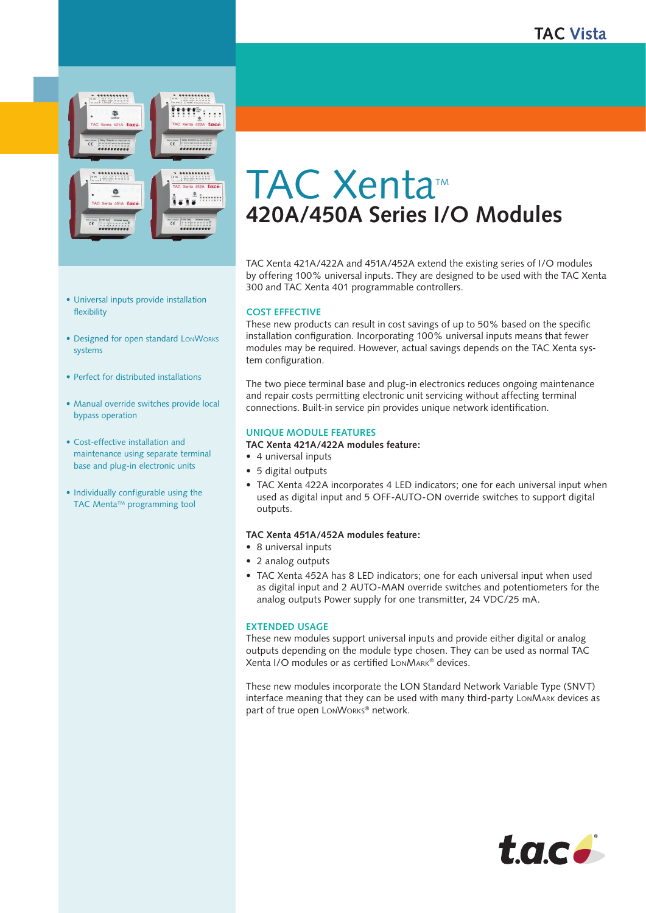TAC Vista

# TAC Xenta™

## 420A/450A Series I/O Modules

- Universal inputs provide installation flexibility
- Designed for open standard LonWorks systems
- Perfect for distributed installations
- Manual override switches provide local bypass operation
- Cost-effective installation and maintenance using separate terminal base and plug-in electronic units
- Individually configurable using the TAC Menta™ programming tool

TAC Xenta 421A/422A and 451A/452A extend the existing series of I/O modules by offering 100% universal inputs. They are designed to be used with the TAC Xenta 300 and TAC Xenta 401 programmable controllers.

### COST EFFECTIVE

These new products can result in cost savings of up to 50% based on the specific installation configuration. Incorporating 100% universal inputs means that fewer modules may be required. However, actual savings depends on the TAC Xenta system configuration.

The two piece terminal base and plug-in electronics reduces ongoing maintenance and repair costs permitting electronic unit servicing without affecting terminal connections. Built-in service pin provides unique network identification.

### UNIQUE MODULE FEATURES

**TAC Xenta 421A/422A modules feature:**

- 4 universal inputs
- 5 digital outputs
- TAC Xenta 422A incorporates 4 LED indicators; one for each universal input when used as digital input and 5 OFF-AUTO-ON override switches to support digital outputs.

**TAC Xenta 451A/452A modules feature:**

- 8 universal inputs
- 2 analog outputs
- TAC Xenta 452A has 8 LED indicators; one for each universal input when used as digital input and 2 AUTO-MAN override switches and potentiometers for the analog outputs Power supply for one transmitter, 24 VDC/25 mA.

### EXTENDED USAGE

These new modules support universal inputs and provide either digital or analog outputs depending on the module type chosen. They can be used as normal TAC Xenta I/O modules or as certified LonMark® devices.

These new modules incorporate the LON Standard Network Variable Type (SNVT) interface meaning that they can be used with many third-party LonMark devices as part of true open LonWorks® network.

t.a.c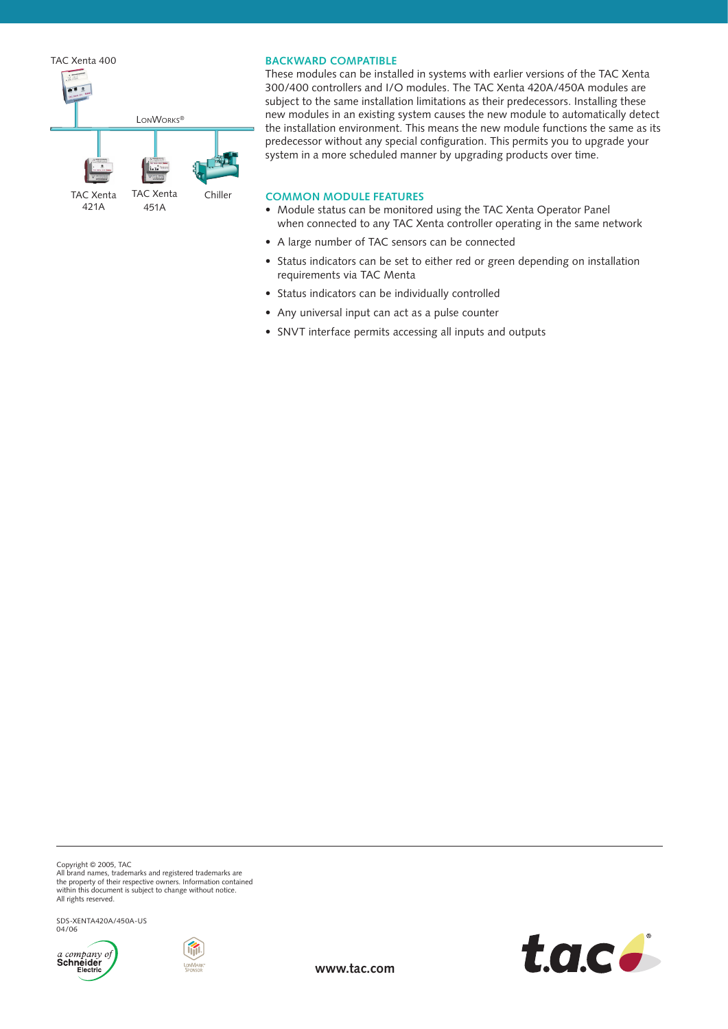TAC Xenta 400

LonWorks®

TAC Xenta 421A

TAC Xenta 451A

Chiller

## BACKWARD COMPATIBLE

These modules can be installed in systems with earlier versions of the TAC Xenta 300/400 controllers and I/O modules. The TAC Xenta 420A/450A modules are subject to the same installation limitations as their predecessors. Installing these new modules in an existing system causes the new module to automatically detect the installation environment. This means the new module functions the same as its predecessor without any special configuration. This permits you to upgrade your system in a more scheduled manner by upgrading products over time.

## COMMON MODULE FEATURES

- Module status can be monitored using the TAC Xenta Operator Panel when connected to any TAC Xenta controller operating in the same network
- A large number of TAC sensors can be connected
- Status indicators can be set to either red or green depending on installation requirements via TAC Menta
- Status indicators can be individually controlled
- Any universal input can act as a pulse counter
- SNVT interface permits accessing all inputs and outputs

Copyright © 2005, TAC
All brand names, trademarks and registered trademarks are the property of their respective owners. Information contained within this document is subject to change without notice.
All rights reserved.

SDS-XENTA420A/450A-US
04/06

a company of Schneider Electric

LonMark Sponsor

www.tac.com

t.a.c®